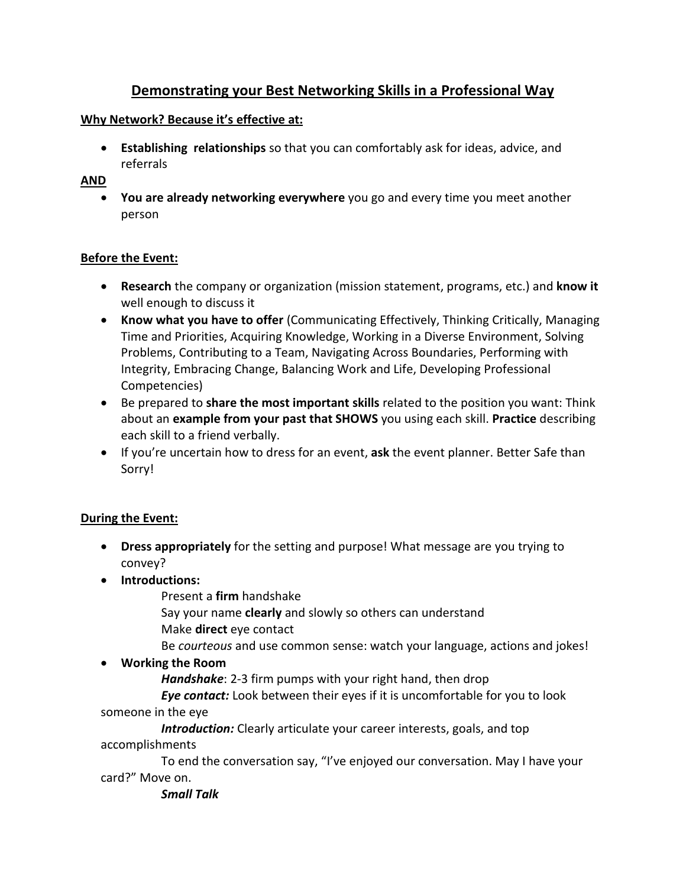# Demonstrating your Best Networking Skills in a Professional Way

**Why Network? Because it's effective at:**

- **Establishing relationships** so that you can comfortably ask for ideas, advice, and referrals

**AND**

- **You are already networking everywhere** you go and every time you meet another person

**Before the Event:**

- **Research** the company or organization (mission statement, programs, etc.) and **know it** well enough to discuss it
- **Know what you have to offer** (Communicating Effectively, Thinking Critically, Managing Time and Priorities, Acquiring Knowledge, Working in a Diverse Environment, Solving Problems, Contributing to a Team, Navigating Across Boundaries, Performing with Integrity, Embracing Change, Balancing Work and Life, Developing Professional Competencies)
- Be prepared to **share the most important skills** related to the position you want: Think about an **example from your past that SHOWS** you using each skill. **Practice** describing each skill to a friend verbally.
- If you're uncertain how to dress for an event, **ask** the event planner. Better Safe than Sorry!

**During the Event:**

- **Dress appropriately** for the setting and purpose! What message are you trying to convey?
- **Introductions:**
  - Present a **firm** handshake
  - Say your name **clearly** and slowly so others can understand
  - Make **direct** eye contact
  - Be *courteous* and use common sense: watch your language, actions and jokes!
- **Working the Room**
  - ***Handshake***: 2-3 firm pumps with your right hand, then drop
  - ***Eye contact:*** Look between their eyes if it is uncomfortable for you to look someone in the eye
  - ***Introduction:*** Clearly articulate your career interests, goals, and top accomplishments
  - To end the conversation say, "I've enjoyed our conversation. May I have your card?" Move on.
  - ***Small Talk***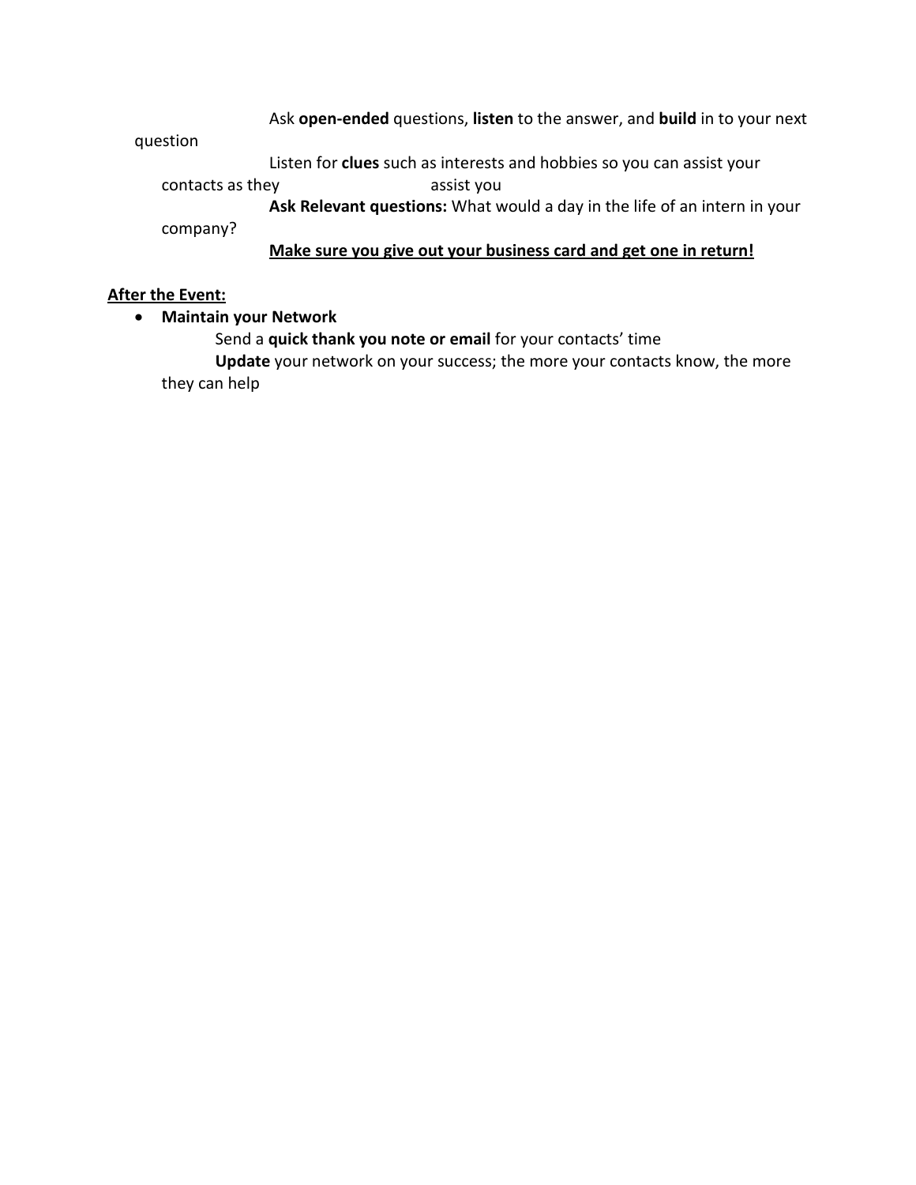Ask **open-ended** questions, **listen** to the answer, and **build** in to your next question

Listen for **clues** such as interests and hobbies so you can assist your contacts as they assist you

**Ask Relevant questions:** What would a day in the life of an intern in your company?

<u>**Make sure you give out your business card and get one in return!**</u>

<u>**After the Event:**</u>

- **Maintain your Network**

  Send a **quick thank you note or email** for your contacts' time

  **Update** your network on your success; the more your contacts know, the more they can help